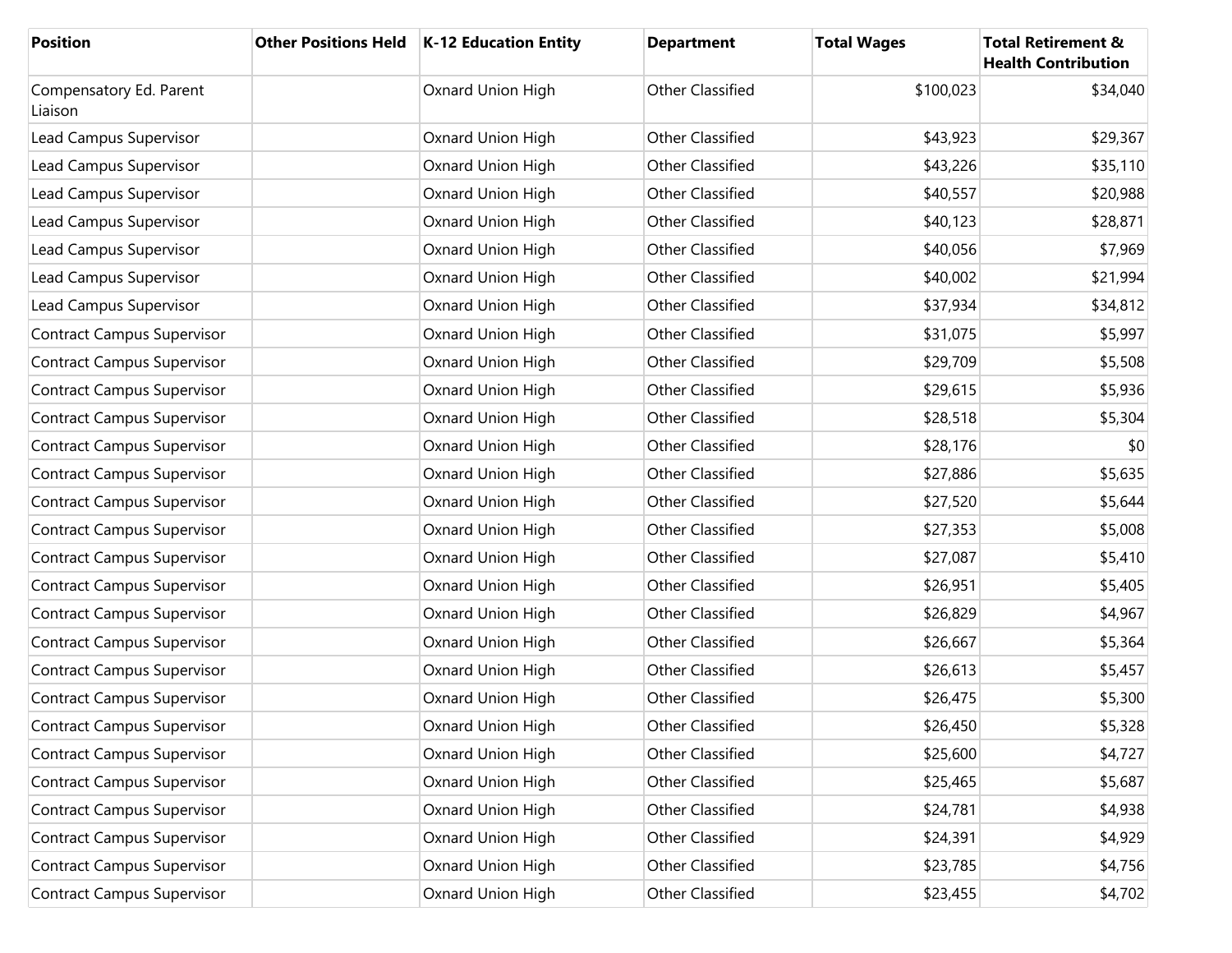| Position | Other Positions Held | K-12 Education Entity | Department | Total Wages | Total Retirement & Health Contribution |
| --- | --- | --- | --- | --- | --- |
| Compensatory Ed. Parent Liaison | | Oxnard Union High | Other Classified | $100,023 | $34,040 |
| Lead Campus Supervisor | | Oxnard Union High | Other Classified | $43,923 | $29,367 |
| Lead Campus Supervisor | | Oxnard Union High | Other Classified | $43,226 | $35,110 |
| Lead Campus Supervisor | | Oxnard Union High | Other Classified | $40,557 | $20,988 |
| Lead Campus Supervisor | | Oxnard Union High | Other Classified | $40,123 | $28,871 |
| Lead Campus Supervisor | | Oxnard Union High | Other Classified | $40,056 | $7,969 |
| Lead Campus Supervisor | | Oxnard Union High | Other Classified | $40,002 | $21,994 |
| Lead Campus Supervisor | | Oxnard Union High | Other Classified | $37,934 | $34,812 |
| Contract Campus Supervisor | | Oxnard Union High | Other Classified | $31,075 | $5,997 |
| Contract Campus Supervisor | | Oxnard Union High | Other Classified | $29,709 | $5,508 |
| Contract Campus Supervisor | | Oxnard Union High | Other Classified | $29,615 | $5,936 |
| Contract Campus Supervisor | | Oxnard Union High | Other Classified | $28,518 | $5,304 |
| Contract Campus Supervisor | | Oxnard Union High | Other Classified | $28,176 | $0 |
| Contract Campus Supervisor | | Oxnard Union High | Other Classified | $27,886 | $5,635 |
| Contract Campus Supervisor | | Oxnard Union High | Other Classified | $27,520 | $5,644 |
| Contract Campus Supervisor | | Oxnard Union High | Other Classified | $27,353 | $5,008 |
| Contract Campus Supervisor | | Oxnard Union High | Other Classified | $27,087 | $5,410 |
| Contract Campus Supervisor | | Oxnard Union High | Other Classified | $26,951 | $5,405 |
| Contract Campus Supervisor | | Oxnard Union High | Other Classified | $26,829 | $4,967 |
| Contract Campus Supervisor | | Oxnard Union High | Other Classified | $26,667 | $5,364 |
| Contract Campus Supervisor | | Oxnard Union High | Other Classified | $26,613 | $5,457 |
| Contract Campus Supervisor | | Oxnard Union High | Other Classified | $26,475 | $5,300 |
| Contract Campus Supervisor | | Oxnard Union High | Other Classified | $26,450 | $5,328 |
| Contract Campus Supervisor | | Oxnard Union High | Other Classified | $25,600 | $4,727 |
| Contract Campus Supervisor | | Oxnard Union High | Other Classified | $25,465 | $5,687 |
| Contract Campus Supervisor | | Oxnard Union High | Other Classified | $24,781 | $4,938 |
| Contract Campus Supervisor | | Oxnard Union High | Other Classified | $24,391 | $4,929 |
| Contract Campus Supervisor | | Oxnard Union High | Other Classified | $23,785 | $4,756 |
| Contract Campus Supervisor | | Oxnard Union High | Other Classified | $23,455 | $4,702 |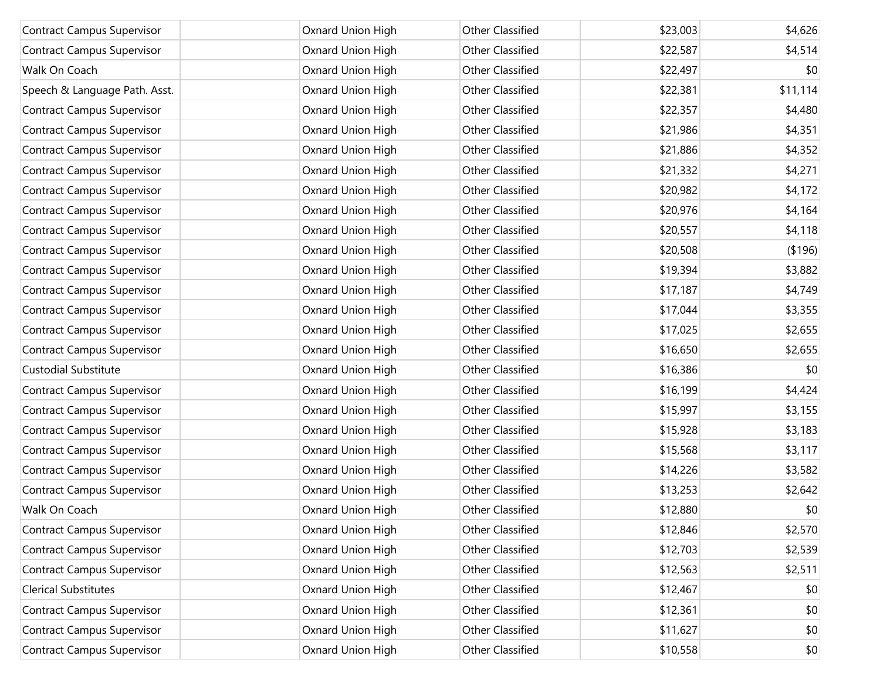| | | | | | |
|---|---|---|---|---|---|
| Contract Campus Supervisor | | Oxnard Union High | Other Classified | $23,003 | $4,626 |
| Contract Campus Supervisor | | Oxnard Union High | Other Classified | $22,587 | $4,514 |
| Walk On Coach | | Oxnard Union High | Other Classified | $22,497 | $0 |
| Speech & Language Path. Asst. | | Oxnard Union High | Other Classified | $22,381 | $11,114 |
| Contract Campus Supervisor | | Oxnard Union High | Other Classified | $22,357 | $4,480 |
| Contract Campus Supervisor | | Oxnard Union High | Other Classified | $21,986 | $4,351 |
| Contract Campus Supervisor | | Oxnard Union High | Other Classified | $21,886 | $4,352 |
| Contract Campus Supervisor | | Oxnard Union High | Other Classified | $21,332 | $4,271 |
| Contract Campus Supervisor | | Oxnard Union High | Other Classified | $20,982 | $4,172 |
| Contract Campus Supervisor | | Oxnard Union High | Other Classified | $20,976 | $4,164 |
| Contract Campus Supervisor | | Oxnard Union High | Other Classified | $20,557 | $4,118 |
| Contract Campus Supervisor | | Oxnard Union High | Other Classified | $20,508 | ($196) |
| Contract Campus Supervisor | | Oxnard Union High | Other Classified | $19,394 | $3,882 |
| Contract Campus Supervisor | | Oxnard Union High | Other Classified | $17,187 | $4,749 |
| Contract Campus Supervisor | | Oxnard Union High | Other Classified | $17,044 | $3,355 |
| Contract Campus Supervisor | | Oxnard Union High | Other Classified | $17,025 | $2,655 |
| Contract Campus Supervisor | | Oxnard Union High | Other Classified | $16,650 | $2,655 |
| Custodial Substitute | | Oxnard Union High | Other Classified | $16,386 | $0 |
| Contract Campus Supervisor | | Oxnard Union High | Other Classified | $16,199 | $4,424 |
| Contract Campus Supervisor | | Oxnard Union High | Other Classified | $15,997 | $3,155 |
| Contract Campus Supervisor | | Oxnard Union High | Other Classified | $15,928 | $3,183 |
| Contract Campus Supervisor | | Oxnard Union High | Other Classified | $15,568 | $3,117 |
| Contract Campus Supervisor | | Oxnard Union High | Other Classified | $14,226 | $3,582 |
| Contract Campus Supervisor | | Oxnard Union High | Other Classified | $13,253 | $2,642 |
| Walk On Coach | | Oxnard Union High | Other Classified | $12,880 | $0 |
| Contract Campus Supervisor | | Oxnard Union High | Other Classified | $12,846 | $2,570 |
| Contract Campus Supervisor | | Oxnard Union High | Other Classified | $12,703 | $2,539 |
| Contract Campus Supervisor | | Oxnard Union High | Other Classified | $12,563 | $2,511 |
| Clerical Substitutes | | Oxnard Union High | Other Classified | $12,467 | $0 |
| Contract Campus Supervisor | | Oxnard Union High | Other Classified | $12,361 | $0 |
| Contract Campus Supervisor | | Oxnard Union High | Other Classified | $11,627 | $0 |
| Contract Campus Supervisor | | Oxnard Union High | Other Classified | $10,558 | $0 |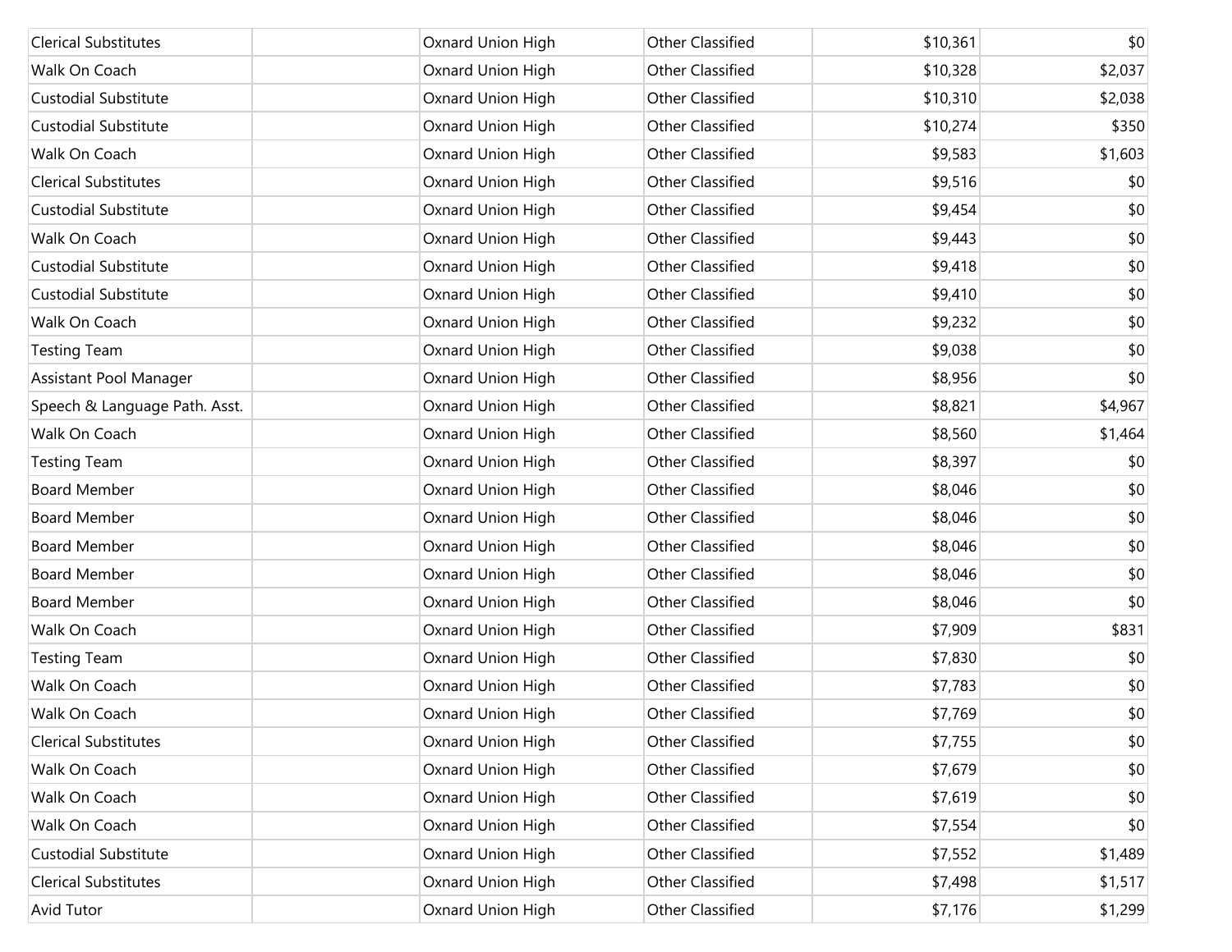| Clerical Substitutes | | Oxnard Union High | Other Classified | $10,361 | $0 |
|---|---|---|---|---|---|
| Walk On Coach | | Oxnard Union High | Other Classified | $10,328 | $2,037 |
| Custodial Substitute | | Oxnard Union High | Other Classified | $10,310 | $2,038 |
| Custodial Substitute | | Oxnard Union High | Other Classified | $10,274 | $350 |
| Walk On Coach | | Oxnard Union High | Other Classified | $9,583 | $1,603 |
| Clerical Substitutes | | Oxnard Union High | Other Classified | $9,516 | $0 |
| Custodial Substitute | | Oxnard Union High | Other Classified | $9,454 | $0 |
| Walk On Coach | | Oxnard Union High | Other Classified | $9,443 | $0 |
| Custodial Substitute | | Oxnard Union High | Other Classified | $9,418 | $0 |
| Custodial Substitute | | Oxnard Union High | Other Classified | $9,410 | $0 |
| Walk On Coach | | Oxnard Union High | Other Classified | $9,232 | $0 |
| Testing Team | | Oxnard Union High | Other Classified | $9,038 | $0 |
| Assistant Pool Manager | | Oxnard Union High | Other Classified | $8,956 | $0 |
| Speech & Language Path. Asst. | | Oxnard Union High | Other Classified | $8,821 | $4,967 |
| Walk On Coach | | Oxnard Union High | Other Classified | $8,560 | $1,464 |
| Testing Team | | Oxnard Union High | Other Classified | $8,397 | $0 |
| Board Member | | Oxnard Union High | Other Classified | $8,046 | $0 |
| Board Member | | Oxnard Union High | Other Classified | $8,046 | $0 |
| Board Member | | Oxnard Union High | Other Classified | $8,046 | $0 |
| Board Member | | Oxnard Union High | Other Classified | $8,046 | $0 |
| Board Member | | Oxnard Union High | Other Classified | $8,046 | $0 |
| Walk On Coach | | Oxnard Union High | Other Classified | $7,909 | $831 |
| Testing Team | | Oxnard Union High | Other Classified | $7,830 | $0 |
| Walk On Coach | | Oxnard Union High | Other Classified | $7,783 | $0 |
| Walk On Coach | | Oxnard Union High | Other Classified | $7,769 | $0 |
| Clerical Substitutes | | Oxnard Union High | Other Classified | $7,755 | $0 |
| Walk On Coach | | Oxnard Union High | Other Classified | $7,679 | $0 |
| Walk On Coach | | Oxnard Union High | Other Classified | $7,619 | $0 |
| Walk On Coach | | Oxnard Union High | Other Classified | $7,554 | $0 |
| Custodial Substitute | | Oxnard Union High | Other Classified | $7,552 | $1,489 |
| Clerical Substitutes | | Oxnard Union High | Other Classified | $7,498 | $1,517 |
| Avid Tutor | | Oxnard Union High | Other Classified | $7,176 | $1,299 |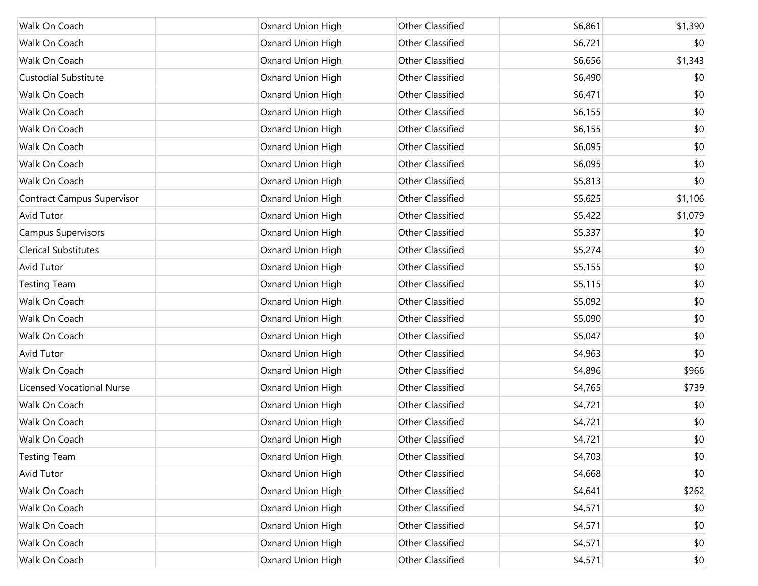| | | | | | |
|---|---|---|---|---|---|
| Walk On Coach | | Oxnard Union High | Other Classified | $6,861 | $1,390 |
| Walk On Coach | | Oxnard Union High | Other Classified | $6,721 | $0 |
| Walk On Coach | | Oxnard Union High | Other Classified | $6,656 | $1,343 |
| Custodial Substitute | | Oxnard Union High | Other Classified | $6,490 | $0 |
| Walk On Coach | | Oxnard Union High | Other Classified | $6,471 | $0 |
| Walk On Coach | | Oxnard Union High | Other Classified | $6,155 | $0 |
| Walk On Coach | | Oxnard Union High | Other Classified | $6,155 | $0 |
| Walk On Coach | | Oxnard Union High | Other Classified | $6,095 | $0 |
| Walk On Coach | | Oxnard Union High | Other Classified | $6,095 | $0 |
| Walk On Coach | | Oxnard Union High | Other Classified | $5,813 | $0 |
| Contract Campus Supervisor | | Oxnard Union High | Other Classified | $5,625 | $1,106 |
| Avid Tutor | | Oxnard Union High | Other Classified | $5,422 | $1,079 |
| Campus Supervisors | | Oxnard Union High | Other Classified | $5,337 | $0 |
| Clerical Substitutes | | Oxnard Union High | Other Classified | $5,274 | $0 |
| Avid Tutor | | Oxnard Union High | Other Classified | $5,155 | $0 |
| Testing Team | | Oxnard Union High | Other Classified | $5,115 | $0 |
| Walk On Coach | | Oxnard Union High | Other Classified | $5,092 | $0 |
| Walk On Coach | | Oxnard Union High | Other Classified | $5,090 | $0 |
| Walk On Coach | | Oxnard Union High | Other Classified | $5,047 | $0 |
| Avid Tutor | | Oxnard Union High | Other Classified | $4,963 | $0 |
| Walk On Coach | | Oxnard Union High | Other Classified | $4,896 | $966 |
| Licensed Vocational Nurse | | Oxnard Union High | Other Classified | $4,765 | $739 |
| Walk On Coach | | Oxnard Union High | Other Classified | $4,721 | $0 |
| Walk On Coach | | Oxnard Union High | Other Classified | $4,721 | $0 |
| Walk On Coach | | Oxnard Union High | Other Classified | $4,721 | $0 |
| Testing Team | | Oxnard Union High | Other Classified | $4,703 | $0 |
| Avid Tutor | | Oxnard Union High | Other Classified | $4,668 | $0 |
| Walk On Coach | | Oxnard Union High | Other Classified | $4,641 | $262 |
| Walk On Coach | | Oxnard Union High | Other Classified | $4,571 | $0 |
| Walk On Coach | | Oxnard Union High | Other Classified | $4,571 | $0 |
| Walk On Coach | | Oxnard Union High | Other Classified | $4,571 | $0 |
| Walk On Coach | | Oxnard Union High | Other Classified | $4,571 | $0 |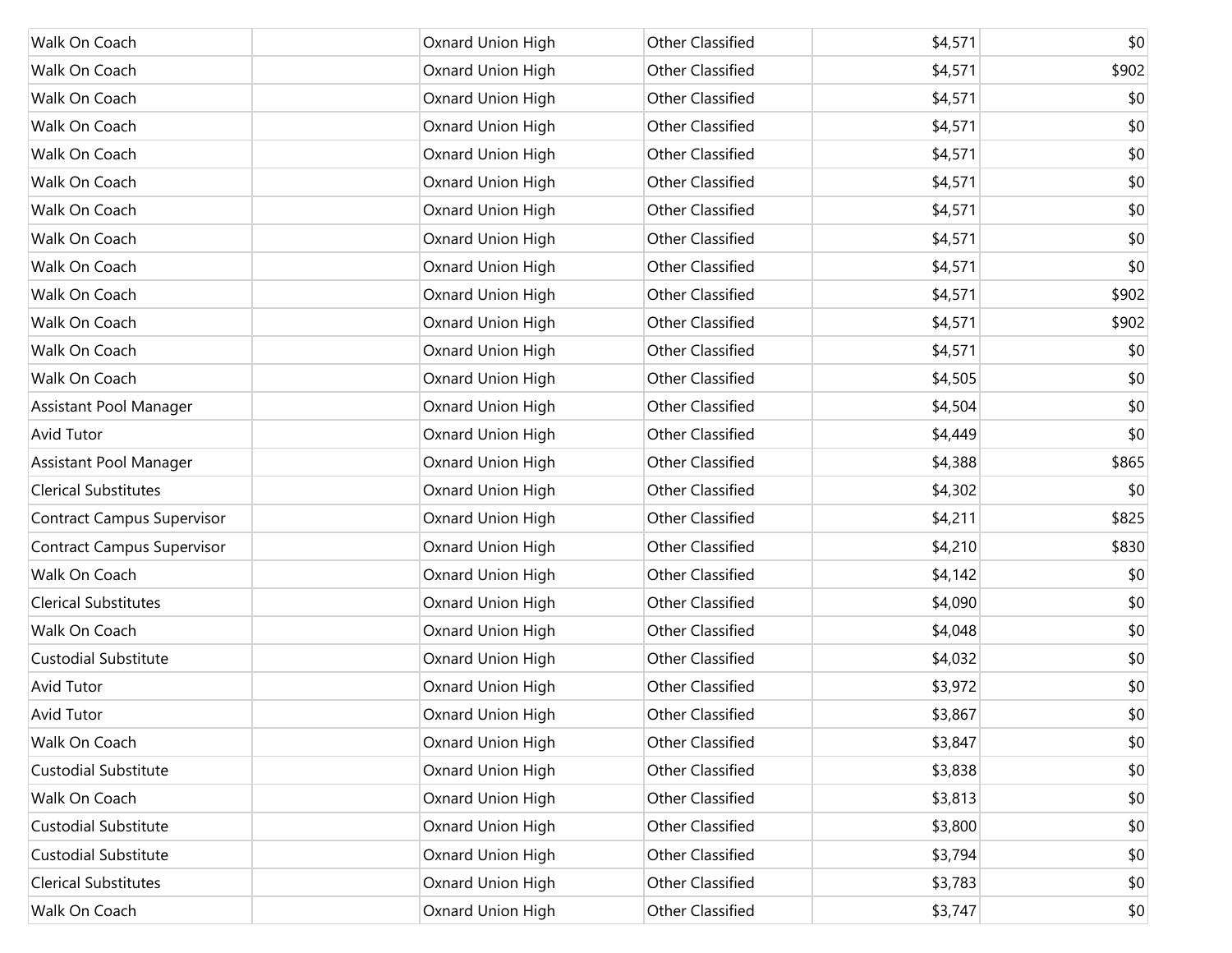| | | | | | |
|---|---|---|---|---|---|
| Walk On Coach | | Oxnard Union High | Other Classified | $4,571 | $0 |
| Walk On Coach | | Oxnard Union High | Other Classified | $4,571 | $902 |
| Walk On Coach | | Oxnard Union High | Other Classified | $4,571 | $0 |
| Walk On Coach | | Oxnard Union High | Other Classified | $4,571 | $0 |
| Walk On Coach | | Oxnard Union High | Other Classified | $4,571 | $0 |
| Walk On Coach | | Oxnard Union High | Other Classified | $4,571 | $0 |
| Walk On Coach | | Oxnard Union High | Other Classified | $4,571 | $0 |
| Walk On Coach | | Oxnard Union High | Other Classified | $4,571 | $0 |
| Walk On Coach | | Oxnard Union High | Other Classified | $4,571 | $0 |
| Walk On Coach | | Oxnard Union High | Other Classified | $4,571 | $902 |
| Walk On Coach | | Oxnard Union High | Other Classified | $4,571 | $902 |
| Walk On Coach | | Oxnard Union High | Other Classified | $4,571 | $0 |
| Walk On Coach | | Oxnard Union High | Other Classified | $4,505 | $0 |
| Assistant Pool Manager | | Oxnard Union High | Other Classified | $4,504 | $0 |
| Avid Tutor | | Oxnard Union High | Other Classified | $4,449 | $0 |
| Assistant Pool Manager | | Oxnard Union High | Other Classified | $4,388 | $865 |
| Clerical Substitutes | | Oxnard Union High | Other Classified | $4,302 | $0 |
| Contract Campus Supervisor | | Oxnard Union High | Other Classified | $4,211 | $825 |
| Contract Campus Supervisor | | Oxnard Union High | Other Classified | $4,210 | $830 |
| Walk On Coach | | Oxnard Union High | Other Classified | $4,142 | $0 |
| Clerical Substitutes | | Oxnard Union High | Other Classified | $4,090 | $0 |
| Walk On Coach | | Oxnard Union High | Other Classified | $4,048 | $0 |
| Custodial Substitute | | Oxnard Union High | Other Classified | $4,032 | $0 |
| Avid Tutor | | Oxnard Union High | Other Classified | $3,972 | $0 |
| Avid Tutor | | Oxnard Union High | Other Classified | $3,867 | $0 |
| Walk On Coach | | Oxnard Union High | Other Classified | $3,847 | $0 |
| Custodial Substitute | | Oxnard Union High | Other Classified | $3,838 | $0 |
| Walk On Coach | | Oxnard Union High | Other Classified | $3,813 | $0 |
| Custodial Substitute | | Oxnard Union High | Other Classified | $3,800 | $0 |
| Custodial Substitute | | Oxnard Union High | Other Classified | $3,794 | $0 |
| Clerical Substitutes | | Oxnard Union High | Other Classified | $3,783 | $0 |
| Walk On Coach | | Oxnard Union High | Other Classified | $3,747 | $0 |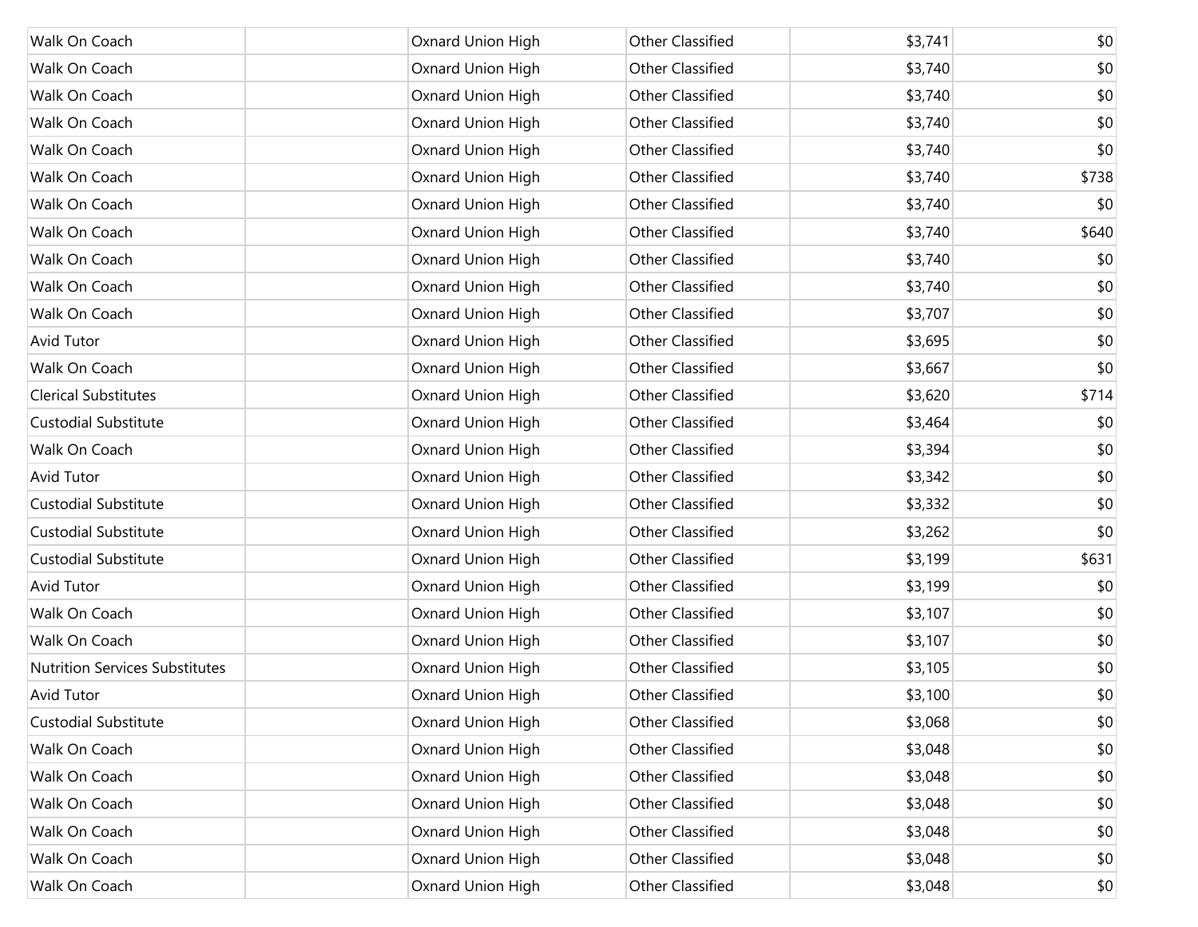| | | | | | |
|---|---|---|---|---|---|
| Walk On Coach | | Oxnard Union High | Other Classified | $3,741 | $0 |
| Walk On Coach | | Oxnard Union High | Other Classified | $3,740 | $0 |
| Walk On Coach | | Oxnard Union High | Other Classified | $3,740 | $0 |
| Walk On Coach | | Oxnard Union High | Other Classified | $3,740 | $0 |
| Walk On Coach | | Oxnard Union High | Other Classified | $3,740 | $0 |
| Walk On Coach | | Oxnard Union High | Other Classified | $3,740 | $738 |
| Walk On Coach | | Oxnard Union High | Other Classified | $3,740 | $0 |
| Walk On Coach | | Oxnard Union High | Other Classified | $3,740 | $640 |
| Walk On Coach | | Oxnard Union High | Other Classified | $3,740 | $0 |
| Walk On Coach | | Oxnard Union High | Other Classified | $3,740 | $0 |
| Walk On Coach | | Oxnard Union High | Other Classified | $3,707 | $0 |
| Avid Tutor | | Oxnard Union High | Other Classified | $3,695 | $0 |
| Walk On Coach | | Oxnard Union High | Other Classified | $3,667 | $0 |
| Clerical Substitutes | | Oxnard Union High | Other Classified | $3,620 | $714 |
| Custodial Substitute | | Oxnard Union High | Other Classified | $3,464 | $0 |
| Walk On Coach | | Oxnard Union High | Other Classified | $3,394 | $0 |
| Avid Tutor | | Oxnard Union High | Other Classified | $3,342 | $0 |
| Custodial Substitute | | Oxnard Union High | Other Classified | $3,332 | $0 |
| Custodial Substitute | | Oxnard Union High | Other Classified | $3,262 | $0 |
| Custodial Substitute | | Oxnard Union High | Other Classified | $3,199 | $631 |
| Avid Tutor | | Oxnard Union High | Other Classified | $3,199 | $0 |
| Walk On Coach | | Oxnard Union High | Other Classified | $3,107 | $0 |
| Walk On Coach | | Oxnard Union High | Other Classified | $3,107 | $0 |
| Nutrition Services Substitutes | | Oxnard Union High | Other Classified | $3,105 | $0 |
| Avid Tutor | | Oxnard Union High | Other Classified | $3,100 | $0 |
| Custodial Substitute | | Oxnard Union High | Other Classified | $3,068 | $0 |
| Walk On Coach | | Oxnard Union High | Other Classified | $3,048 | $0 |
| Walk On Coach | | Oxnard Union High | Other Classified | $3,048 | $0 |
| Walk On Coach | | Oxnard Union High | Other Classified | $3,048 | $0 |
| Walk On Coach | | Oxnard Union High | Other Classified | $3,048 | $0 |
| Walk On Coach | | Oxnard Union High | Other Classified | $3,048 | $0 |
| Walk On Coach | | Oxnard Union High | Other Classified | $3,048 | $0 |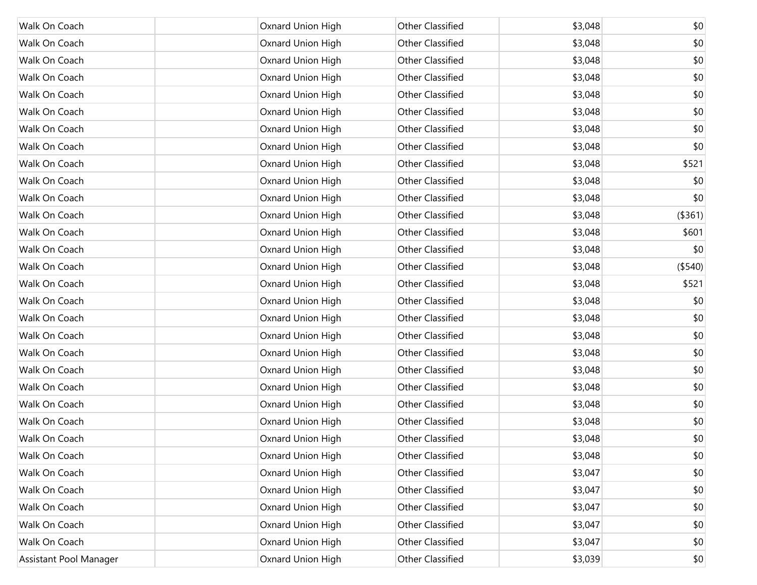| | | | | | |
|---|---|---|---|---|---|
| Walk On Coach | | Oxnard Union High | Other Classified | $3,048 | $0 |
| Walk On Coach | | Oxnard Union High | Other Classified | $3,048 | $0 |
| Walk On Coach | | Oxnard Union High | Other Classified | $3,048 | $0 |
| Walk On Coach | | Oxnard Union High | Other Classified | $3,048 | $0 |
| Walk On Coach | | Oxnard Union High | Other Classified | $3,048 | $0 |
| Walk On Coach | | Oxnard Union High | Other Classified | $3,048 | $0 |
| Walk On Coach | | Oxnard Union High | Other Classified | $3,048 | $0 |
| Walk On Coach | | Oxnard Union High | Other Classified | $3,048 | $0 |
| Walk On Coach | | Oxnard Union High | Other Classified | $3,048 | $521 |
| Walk On Coach | | Oxnard Union High | Other Classified | $3,048 | $0 |
| Walk On Coach | | Oxnard Union High | Other Classified | $3,048 | $0 |
| Walk On Coach | | Oxnard Union High | Other Classified | $3,048 | ($361) |
| Walk On Coach | | Oxnard Union High | Other Classified | $3,048 | $601 |
| Walk On Coach | | Oxnard Union High | Other Classified | $3,048 | $0 |
| Walk On Coach | | Oxnard Union High | Other Classified | $3,048 | ($540) |
| Walk On Coach | | Oxnard Union High | Other Classified | $3,048 | $521 |
| Walk On Coach | | Oxnard Union High | Other Classified | $3,048 | $0 |
| Walk On Coach | | Oxnard Union High | Other Classified | $3,048 | $0 |
| Walk On Coach | | Oxnard Union High | Other Classified | $3,048 | $0 |
| Walk On Coach | | Oxnard Union High | Other Classified | $3,048 | $0 |
| Walk On Coach | | Oxnard Union High | Other Classified | $3,048 | $0 |
| Walk On Coach | | Oxnard Union High | Other Classified | $3,048 | $0 |
| Walk On Coach | | Oxnard Union High | Other Classified | $3,048 | $0 |
| Walk On Coach | | Oxnard Union High | Other Classified | $3,048 | $0 |
| Walk On Coach | | Oxnard Union High | Other Classified | $3,048 | $0 |
| Walk On Coach | | Oxnard Union High | Other Classified | $3,048 | $0 |
| Walk On Coach | | Oxnard Union High | Other Classified | $3,047 | $0 |
| Walk On Coach | | Oxnard Union High | Other Classified | $3,047 | $0 |
| Walk On Coach | | Oxnard Union High | Other Classified | $3,047 | $0 |
| Walk On Coach | | Oxnard Union High | Other Classified | $3,047 | $0 |
| Walk On Coach | | Oxnard Union High | Other Classified | $3,047 | $0 |
| Assistant Pool Manager | | Oxnard Union High | Other Classified | $3,039 | $0 |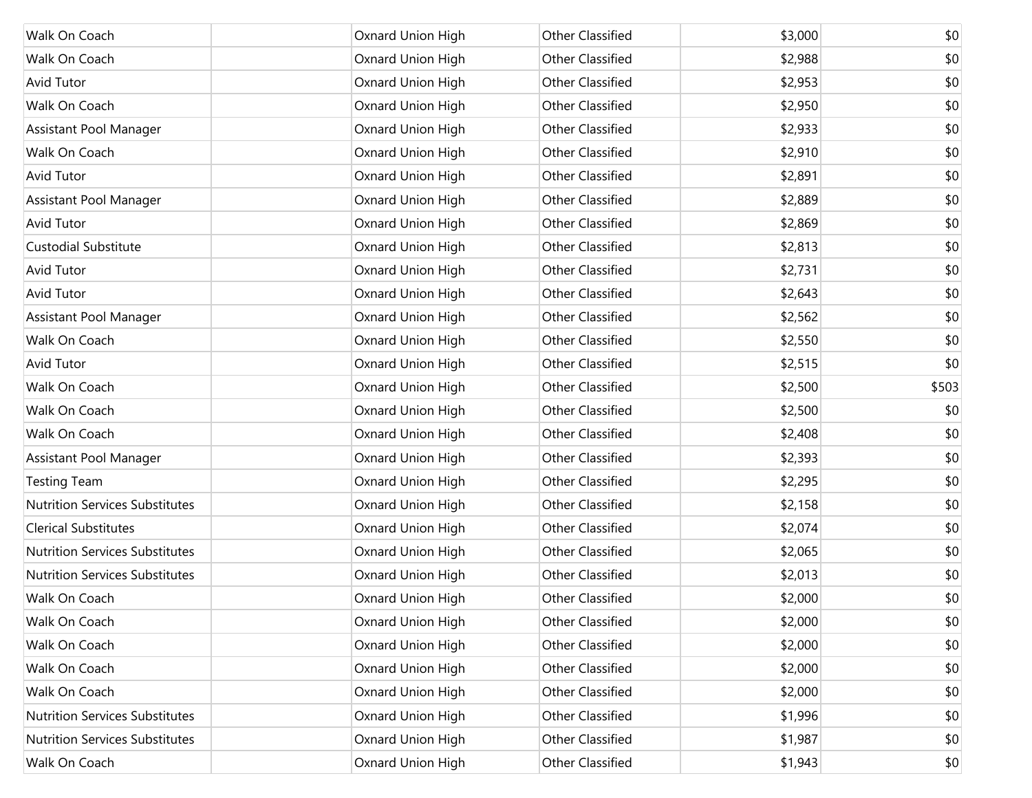| | | | | | |
|---|---|---|---|---|---|
| Walk On Coach | | Oxnard Union High | Other Classified | $3,000 | $0 |
| Walk On Coach | | Oxnard Union High | Other Classified | $2,988 | $0 |
| Avid Tutor | | Oxnard Union High | Other Classified | $2,953 | $0 |
| Walk On Coach | | Oxnard Union High | Other Classified | $2,950 | $0 |
| Assistant Pool Manager | | Oxnard Union High | Other Classified | $2,933 | $0 |
| Walk On Coach | | Oxnard Union High | Other Classified | $2,910 | $0 |
| Avid Tutor | | Oxnard Union High | Other Classified | $2,891 | $0 |
| Assistant Pool Manager | | Oxnard Union High | Other Classified | $2,889 | $0 |
| Avid Tutor | | Oxnard Union High | Other Classified | $2,869 | $0 |
| Custodial Substitute | | Oxnard Union High | Other Classified | $2,813 | $0 |
| Avid Tutor | | Oxnard Union High | Other Classified | $2,731 | $0 |
| Avid Tutor | | Oxnard Union High | Other Classified | $2,643 | $0 |
| Assistant Pool Manager | | Oxnard Union High | Other Classified | $2,562 | $0 |
| Walk On Coach | | Oxnard Union High | Other Classified | $2,550 | $0 |
| Avid Tutor | | Oxnard Union High | Other Classified | $2,515 | $0 |
| Walk On Coach | | Oxnard Union High | Other Classified | $2,500 | $503 |
| Walk On Coach | | Oxnard Union High | Other Classified | $2,500 | $0 |
| Walk On Coach | | Oxnard Union High | Other Classified | $2,408 | $0 |
| Assistant Pool Manager | | Oxnard Union High | Other Classified | $2,393 | $0 |
| Testing Team | | Oxnard Union High | Other Classified | $2,295 | $0 |
| Nutrition Services Substitutes | | Oxnard Union High | Other Classified | $2,158 | $0 |
| Clerical Substitutes | | Oxnard Union High | Other Classified | $2,074 | $0 |
| Nutrition Services Substitutes | | Oxnard Union High | Other Classified | $2,065 | $0 |
| Nutrition Services Substitutes | | Oxnard Union High | Other Classified | $2,013 | $0 |
| Walk On Coach | | Oxnard Union High | Other Classified | $2,000 | $0 |
| Walk On Coach | | Oxnard Union High | Other Classified | $2,000 | $0 |
| Walk On Coach | | Oxnard Union High | Other Classified | $2,000 | $0 |
| Walk On Coach | | Oxnard Union High | Other Classified | $2,000 | $0 |
| Walk On Coach | | Oxnard Union High | Other Classified | $2,000 | $0 |
| Nutrition Services Substitutes | | Oxnard Union High | Other Classified | $1,996 | $0 |
| Nutrition Services Substitutes | | Oxnard Union High | Other Classified | $1,987 | $0 |
| Walk On Coach | | Oxnard Union High | Other Classified | $1,943 | $0 |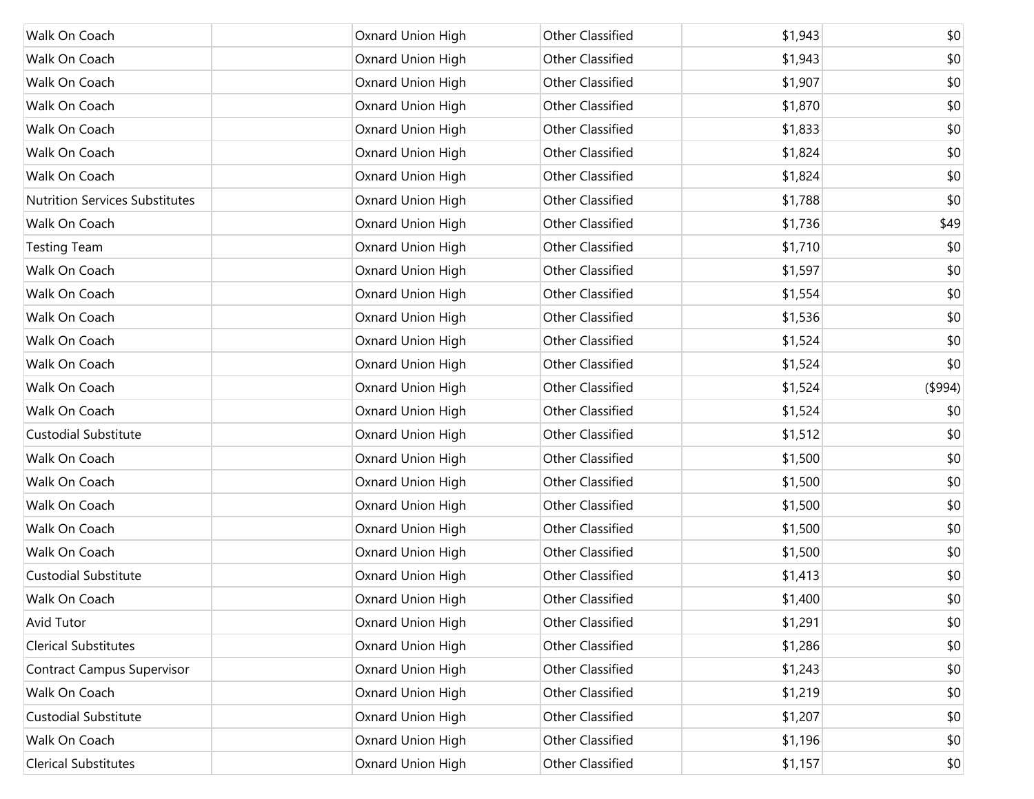| | | | | | |
|---|---|---|---|---|---|
| Walk On Coach | | Oxnard Union High | Other Classified | $1,943 | $0 |
| Walk On Coach | | Oxnard Union High | Other Classified | $1,943 | $0 |
| Walk On Coach | | Oxnard Union High | Other Classified | $1,907 | $0 |
| Walk On Coach | | Oxnard Union High | Other Classified | $1,870 | $0 |
| Walk On Coach | | Oxnard Union High | Other Classified | $1,833 | $0 |
| Walk On Coach | | Oxnard Union High | Other Classified | $1,824 | $0 |
| Walk On Coach | | Oxnard Union High | Other Classified | $1,824 | $0 |
| Nutrition Services Substitutes | | Oxnard Union High | Other Classified | $1,788 | $0 |
| Walk On Coach | | Oxnard Union High | Other Classified | $1,736 | $49 |
| Testing Team | | Oxnard Union High | Other Classified | $1,710 | $0 |
| Walk On Coach | | Oxnard Union High | Other Classified | $1,597 | $0 |
| Walk On Coach | | Oxnard Union High | Other Classified | $1,554 | $0 |
| Walk On Coach | | Oxnard Union High | Other Classified | $1,536 | $0 |
| Walk On Coach | | Oxnard Union High | Other Classified | $1,524 | $0 |
| Walk On Coach | | Oxnard Union High | Other Classified | $1,524 | $0 |
| Walk On Coach | | Oxnard Union High | Other Classified | $1,524 | ($994) |
| Walk On Coach | | Oxnard Union High | Other Classified | $1,524 | $0 |
| Custodial Substitute | | Oxnard Union High | Other Classified | $1,512 | $0 |
| Walk On Coach | | Oxnard Union High | Other Classified | $1,500 | $0 |
| Walk On Coach | | Oxnard Union High | Other Classified | $1,500 | $0 |
| Walk On Coach | | Oxnard Union High | Other Classified | $1,500 | $0 |
| Walk On Coach | | Oxnard Union High | Other Classified | $1,500 | $0 |
| Walk On Coach | | Oxnard Union High | Other Classified | $1,500 | $0 |
| Custodial Substitute | | Oxnard Union High | Other Classified | $1,413 | $0 |
| Walk On Coach | | Oxnard Union High | Other Classified | $1,400 | $0 |
| Avid Tutor | | Oxnard Union High | Other Classified | $1,291 | $0 |
| Clerical Substitutes | | Oxnard Union High | Other Classified | $1,286 | $0 |
| Contract Campus Supervisor | | Oxnard Union High | Other Classified | $1,243 | $0 |
| Walk On Coach | | Oxnard Union High | Other Classified | $1,219 | $0 |
| Custodial Substitute | | Oxnard Union High | Other Classified | $1,207 | $0 |
| Walk On Coach | | Oxnard Union High | Other Classified | $1,196 | $0 |
| Clerical Substitutes | | Oxnard Union High | Other Classified | $1,157 | $0 |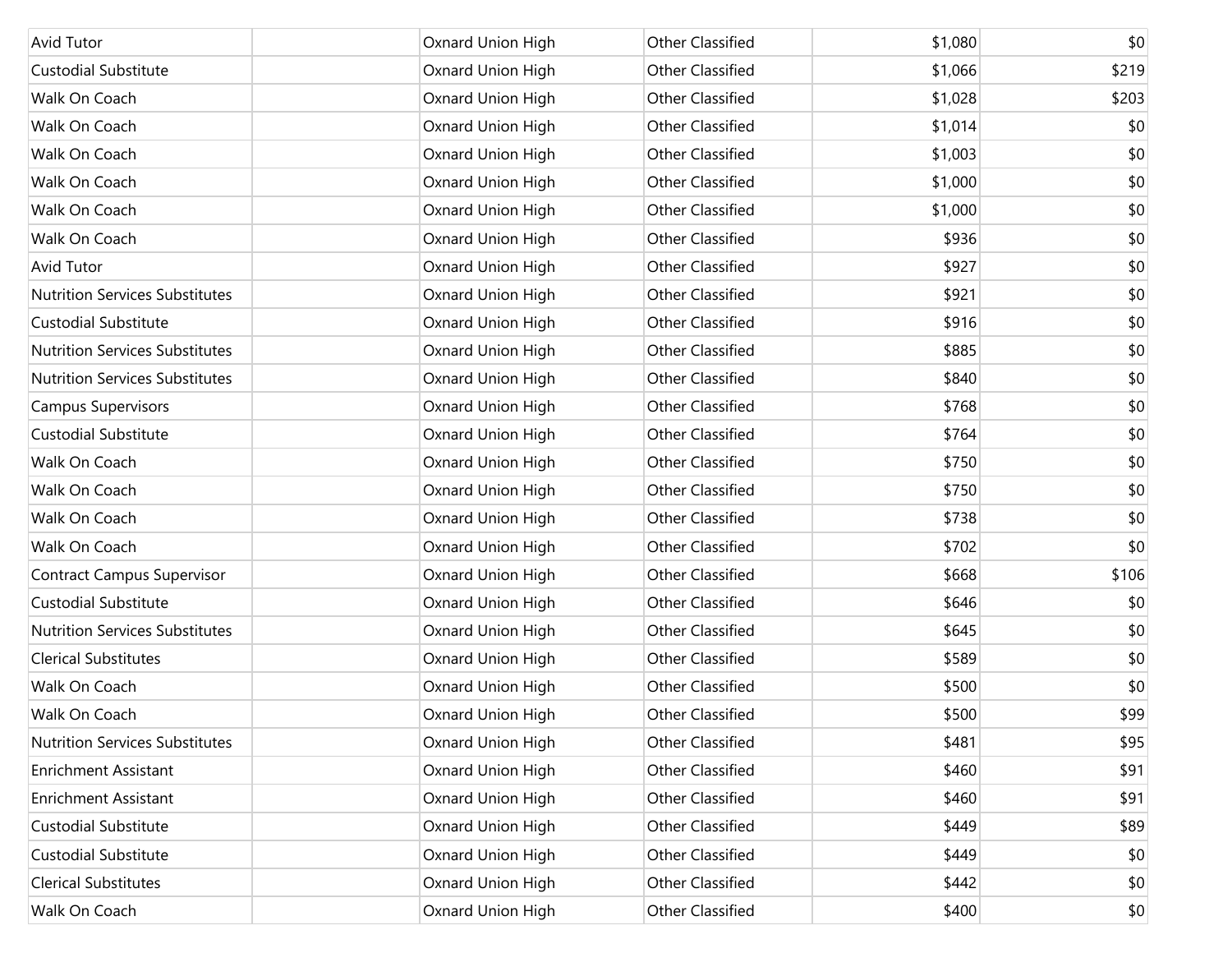| | | | | | |
|---|---|---|---|---|---|
| Avid Tutor | | Oxnard Union High | Other Classified | $1,080 | $0 |
| Custodial Substitute | | Oxnard Union High | Other Classified | $1,066 | $219 |
| Walk On Coach | | Oxnard Union High | Other Classified | $1,028 | $203 |
| Walk On Coach | | Oxnard Union High | Other Classified | $1,014 | $0 |
| Walk On Coach | | Oxnard Union High | Other Classified | $1,003 | $0 |
| Walk On Coach | | Oxnard Union High | Other Classified | $1,000 | $0 |
| Walk On Coach | | Oxnard Union High | Other Classified | $1,000 | $0 |
| Walk On Coach | | Oxnard Union High | Other Classified | $936 | $0 |
| Avid Tutor | | Oxnard Union High | Other Classified | $927 | $0 |
| Nutrition Services Substitutes | | Oxnard Union High | Other Classified | $921 | $0 |
| Custodial Substitute | | Oxnard Union High | Other Classified | $916 | $0 |
| Nutrition Services Substitutes | | Oxnard Union High | Other Classified | $885 | $0 |
| Nutrition Services Substitutes | | Oxnard Union High | Other Classified | $840 | $0 |
| Campus Supervisors | | Oxnard Union High | Other Classified | $768 | $0 |
| Custodial Substitute | | Oxnard Union High | Other Classified | $764 | $0 |
| Walk On Coach | | Oxnard Union High | Other Classified | $750 | $0 |
| Walk On Coach | | Oxnard Union High | Other Classified | $750 | $0 |
| Walk On Coach | | Oxnard Union High | Other Classified | $738 | $0 |
| Walk On Coach | | Oxnard Union High | Other Classified | $702 | $0 |
| Contract Campus Supervisor | | Oxnard Union High | Other Classified | $668 | $106 |
| Custodial Substitute | | Oxnard Union High | Other Classified | $646 | $0 |
| Nutrition Services Substitutes | | Oxnard Union High | Other Classified | $645 | $0 |
| Clerical Substitutes | | Oxnard Union High | Other Classified | $589 | $0 |
| Walk On Coach | | Oxnard Union High | Other Classified | $500 | $0 |
| Walk On Coach | | Oxnard Union High | Other Classified | $500 | $99 |
| Nutrition Services Substitutes | | Oxnard Union High | Other Classified | $481 | $95 |
| Enrichment Assistant | | Oxnard Union High | Other Classified | $460 | $91 |
| Enrichment Assistant | | Oxnard Union High | Other Classified | $460 | $91 |
| Custodial Substitute | | Oxnard Union High | Other Classified | $449 | $89 |
| Custodial Substitute | | Oxnard Union High | Other Classified | $449 | $0 |
| Clerical Substitutes | | Oxnard Union High | Other Classified | $442 | $0 |
| Walk On Coach | | Oxnard Union High | Other Classified | $400 | $0 |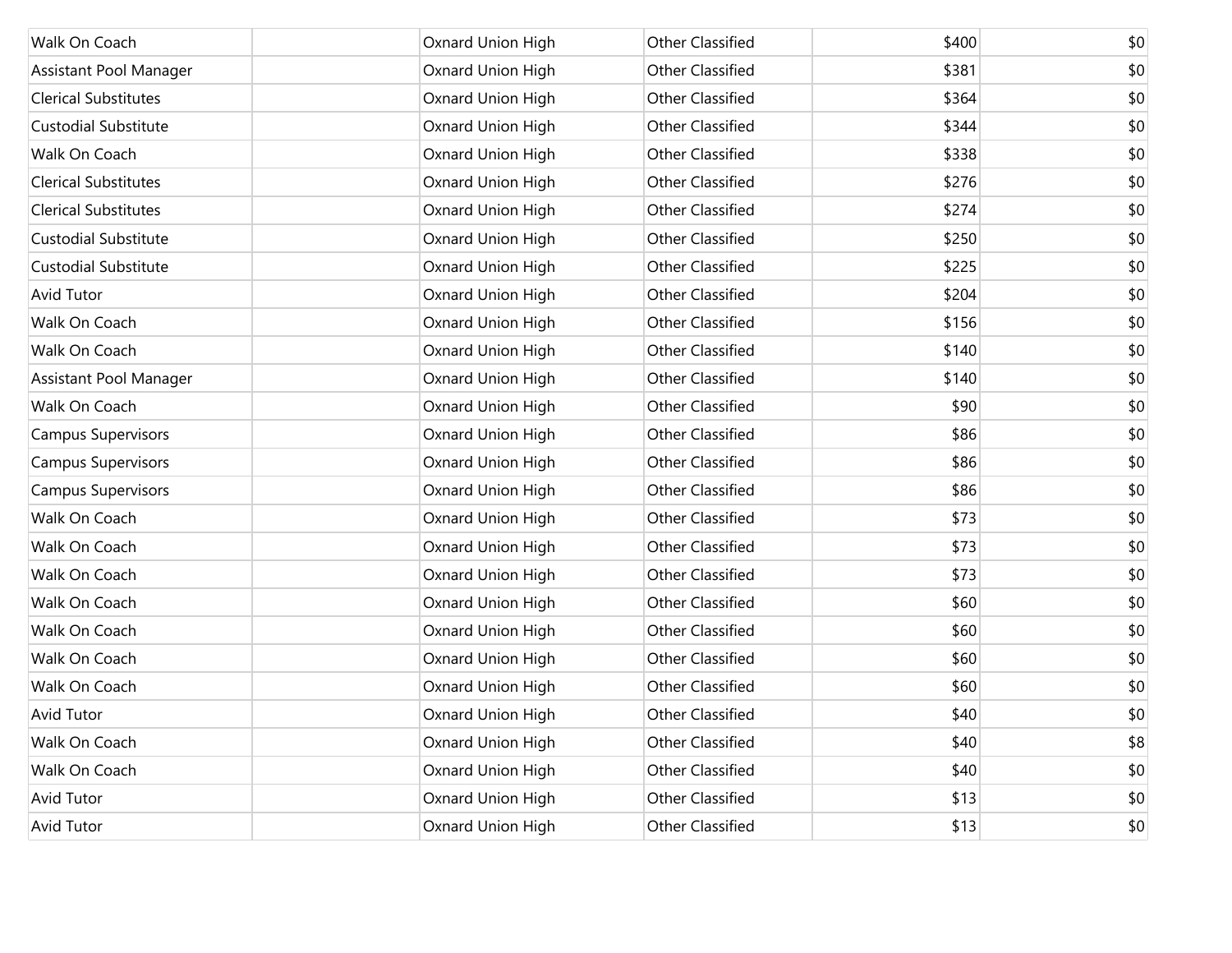| | | | | | |
|---|---|---|---|---|---|
| Walk On Coach | | Oxnard Union High | Other Classified | $400 | $0 |
| Assistant Pool Manager | | Oxnard Union High | Other Classified | $381 | $0 |
| Clerical Substitutes | | Oxnard Union High | Other Classified | $364 | $0 |
| Custodial Substitute | | Oxnard Union High | Other Classified | $344 | $0 |
| Walk On Coach | | Oxnard Union High | Other Classified | $338 | $0 |
| Clerical Substitutes | | Oxnard Union High | Other Classified | $276 | $0 |
| Clerical Substitutes | | Oxnard Union High | Other Classified | $274 | $0 |
| Custodial Substitute | | Oxnard Union High | Other Classified | $250 | $0 |
| Custodial Substitute | | Oxnard Union High | Other Classified | $225 | $0 |
| Avid Tutor | | Oxnard Union High | Other Classified | $204 | $0 |
| Walk On Coach | | Oxnard Union High | Other Classified | $156 | $0 |
| Walk On Coach | | Oxnard Union High | Other Classified | $140 | $0 |
| Assistant Pool Manager | | Oxnard Union High | Other Classified | $140 | $0 |
| Walk On Coach | | Oxnard Union High | Other Classified | $90 | $0 |
| Campus Supervisors | | Oxnard Union High | Other Classified | $86 | $0 |
| Campus Supervisors | | Oxnard Union High | Other Classified | $86 | $0 |
| Campus Supervisors | | Oxnard Union High | Other Classified | $86 | $0 |
| Walk On Coach | | Oxnard Union High | Other Classified | $73 | $0 |
| Walk On Coach | | Oxnard Union High | Other Classified | $73 | $0 |
| Walk On Coach | | Oxnard Union High | Other Classified | $73 | $0 |
| Walk On Coach | | Oxnard Union High | Other Classified | $60 | $0 |
| Walk On Coach | | Oxnard Union High | Other Classified | $60 | $0 |
| Walk On Coach | | Oxnard Union High | Other Classified | $60 | $0 |
| Walk On Coach | | Oxnard Union High | Other Classified | $60 | $0 |
| Avid Tutor | | Oxnard Union High | Other Classified | $40 | $0 |
| Walk On Coach | | Oxnard Union High | Other Classified | $40 | $8 |
| Walk On Coach | | Oxnard Union High | Other Classified | $40 | $0 |
| Avid Tutor | | Oxnard Union High | Other Classified | $13 | $0 |
| Avid Tutor | | Oxnard Union High | Other Classified | $13 | $0 |